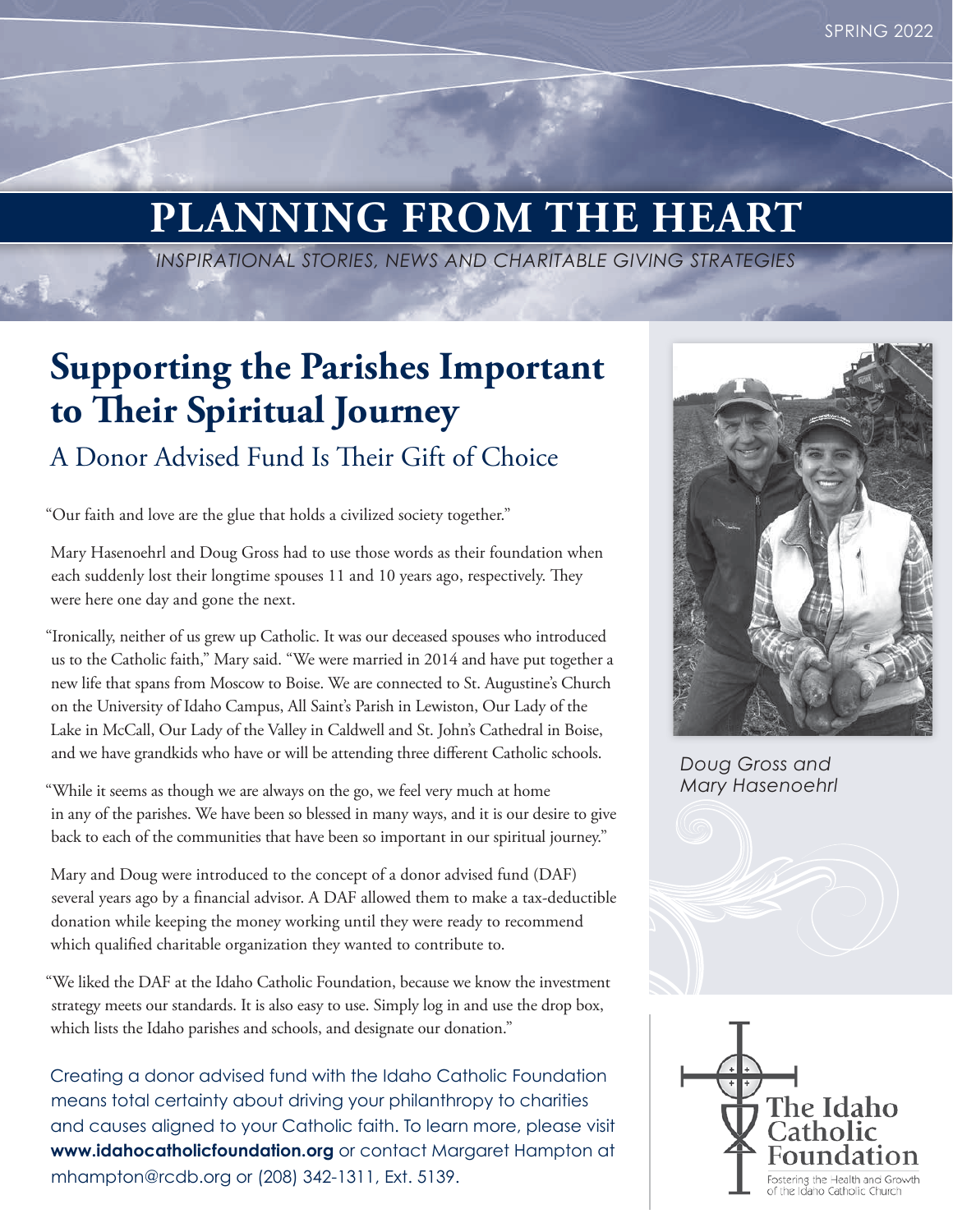SPRING 2022

# PLANNING FROM THE HEART

*INSPIRATIONAL STORIES, NEWS AND CHARITABLE GIVING STRATEGIES*

## Supporting the Parishes Important to Their Spiritual Journey

### A Donor Advised Fund Is Their Gift of Choice

"Our faith and love are the glue that holds a civilized society together."

Mary Hasenoehrl and Doug Gross had to use those words as their foundation when each suddenly lost their longtime spouses 11 and 10 years ago, respectively. They were here one day and gone the next.

"Ironically, neither of us grew up Catholic. It was our deceased spouses who introduced us to the Catholic faith," Mary said. "We were married in 2014 and have put together a new life that spans from Moscow to Boise. We are connected to St. Augustine's Church on the University of Idaho Campus, All Saint's Parish in Lewiston, Our Lady of the Lake in McCall, Our Lady of the Valley in Caldwell and St. John's Cathedral in Boise, and we have grandkids who have or will be attending three different Catholic schools.

"While it seems as though we are always on the go, we feel very much at home in any of the parishes. We have been so blessed in many ways, and it is our desire to give back to each of the communities that have been so important in our spiritual journey."

Mary and Doug were introduced to the concept of a donor advised fund (DAF) several years ago by a financial advisor. A DAF allowed them to make a tax-deductible donation while keeping the money working until they were ready to recommend which qualified charitable organization they wanted to contribute to.

"We liked the DAF at the Idaho Catholic Foundation, because we know the investment strategy meets our standards. It is also easy to use. Simply log in and use the drop box, which lists the Idaho parishes and schools, and designate our donation."

*Doug Gross and Mary Hasenoehrl*

Creating a donor advised fund with the Idaho Catholic Foundation means total certainty about driving your philanthropy to charities and causes aligned to your Catholic faith. To learn more, please visit **www.idahocatholicfoundation.org** or contact Margaret Hampton at mhampton@rcdb.org or (208) 342-1311, Ext. 5139.

The Idaho Catholic Foundation

Fostering the Health and Growth of the Idaho Catholic Church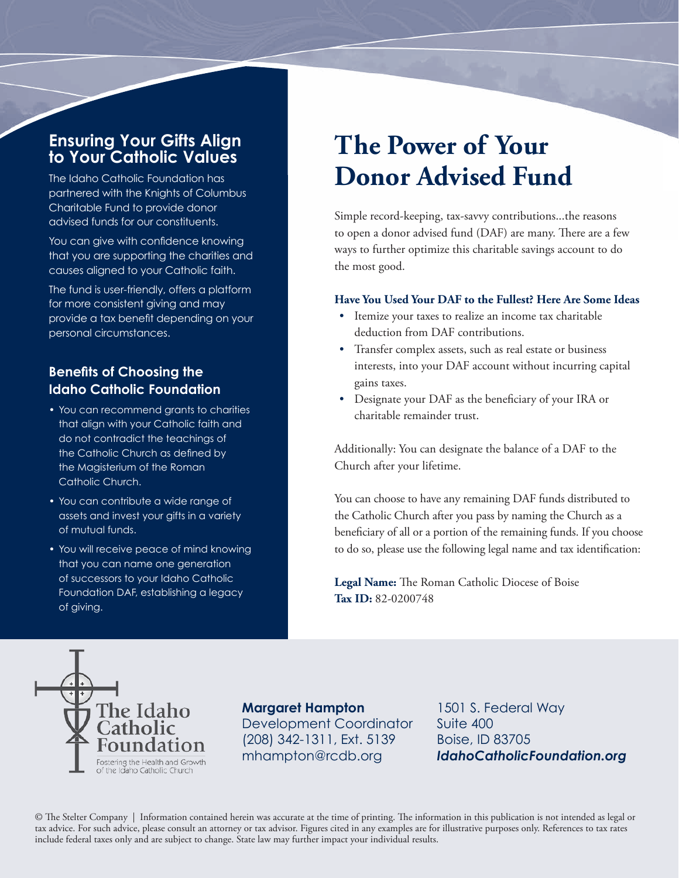# The Power of Your Donor Advised Fund

Simple record-keeping, tax-savvy contributions...the reasons to open a donor advised fund (DAF) are many. There are a few ways to further optimize this charitable savings account to do the most good.

**Have You Used Your DAF to the Fullest? Here Are Some Ideas**

- Itemize your taxes to realize an income tax charitable deduction from DAF contributions.
- Transfer complex assets, such as real estate or business interests, into your DAF account without incurring capital gains taxes.
- Designate your DAF as the beneficiary of your IRA or charitable remainder trust.

Additionally: You can designate the balance of a DAF to the Church after your lifetime.

You can choose to have any remaining DAF funds distributed to the Catholic Church after you pass by naming the Church as a beneficiary of all or a portion of the remaining funds. If you choose to do so, please use the following legal name and tax identification:

**Legal Name:** The Roman Catholic Diocese of Boise
**Tax ID:** 82-0200748

## Ensuring Your Gifts Align to Your Catholic Values

The Idaho Catholic Foundation has partnered with the Knights of Columbus Charitable Fund to provide donor advised funds for our constituents.

You can give with confidence knowing that you are supporting the charities and causes aligned to your Catholic faith.

The fund is user-friendly, offers a platform for more consistent giving and may provide a tax benefit depending on your personal circumstances.

### Benefits of Choosing the Idaho Catholic Foundation

- You can recommend grants to charities that align with your Catholic faith and do not contradict the teachings of the Catholic Church as defined by the Magisterium of the Roman Catholic Church.
- You can contribute a wide range of assets and invest your gifts in a variety of mutual funds.
- You will receive peace of mind knowing that you can name one generation of successors to your Idaho Catholic Foundation DAF, establishing a legacy of giving.

The Idaho Catholic Foundation
Fostering the Health and Growth of the Idaho Catholic Church

**Margaret Hampton**
Development Coordinator
(208) 342-1311, Ext. 5139
mhampton@rcdb.org

1501 S. Federal Way
Suite 400
Boise, ID 83705
***IdahoCatholicFoundation.org***

© The Stelter Company | Information contained herein was accurate at the time of printing. The information in this publication is not intended as legal or tax advice. For such advice, please consult an attorney or tax advisor. Figures cited in any examples are for illustrative purposes only. References to tax rates include federal taxes only and are subject to change. State law may further impact your individual results.